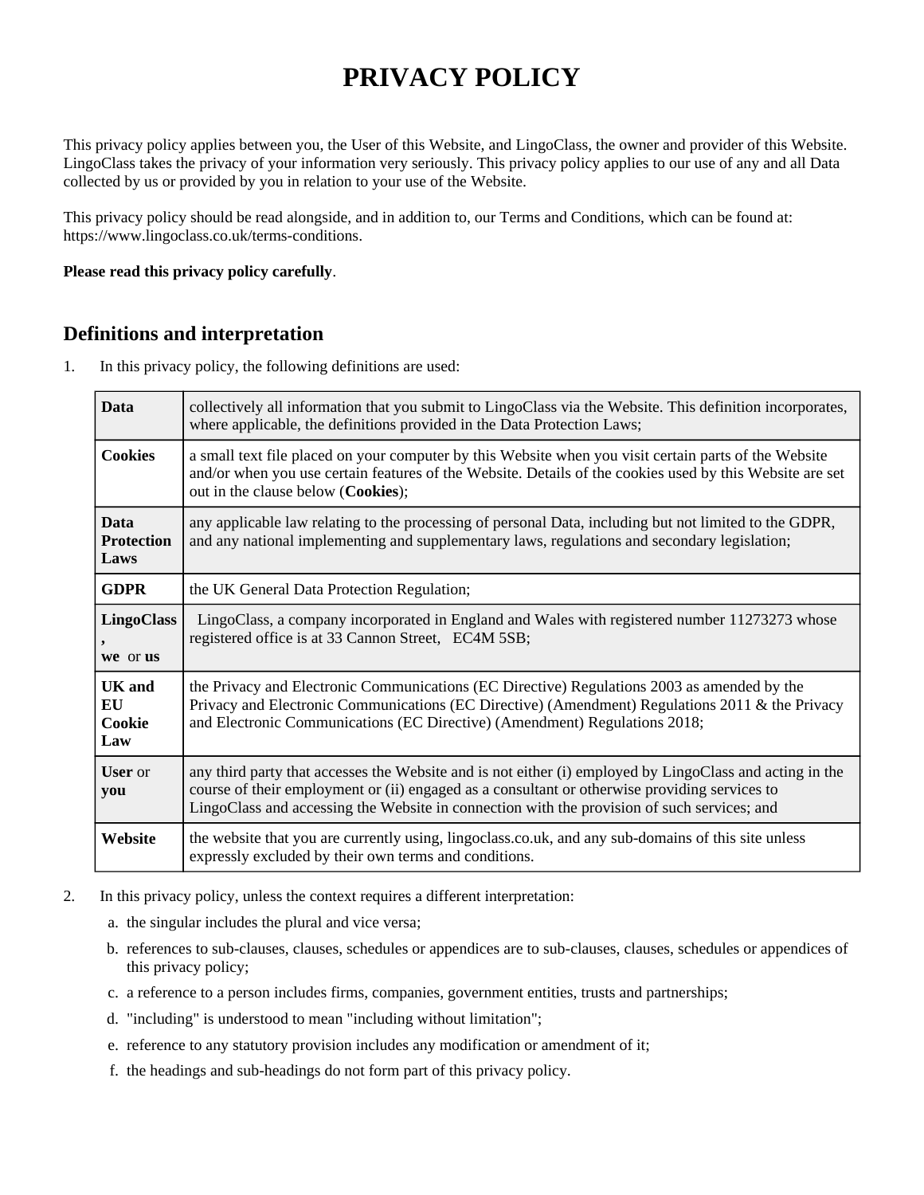# PRIVACY POLICY

This privacy policy applies between you, the User of this Website, and LingoClass, the owner and provider of this Website. LingoClass takes the privacy of your information very seriously. This privacy policy applies to our use of any and all Data collected by us or provided by you in relation to your use of the Website.

This privacy policy should be read alongside, and in addition to, our Terms and Conditions, which can be found at: https://www.lingoclass.co.uk/terms-conditions.

**Please read this privacy policy carefully**.

## Definitions and interpretation

1. In this privacy policy, the following definitions are used:

| | |
|---|---|
| **Data** | collectively all information that you submit to LingoClass via the Website. This definition incorporates, where applicable, the definitions provided in the Data Protection Laws; |
| **Cookies** | a small text file placed on your computer by this Website when you visit certain parts of the Website and/or when you use certain features of the Website. Details of the cookies used by this Website are set out in the clause below (**Cookies**); |
| **Data Protection Laws** | any applicable law relating to the processing of personal Data, including but not limited to the GDPR, and any national implementing and supplementary laws, regulations and secondary legislation; |
| **GDPR** | the UK General Data Protection Regulation; |
| **LingoClass, we** or **us** | LingoClass, a company incorporated in England and Wales with registered number 11273273 whose registered office is at 33 Cannon Street, EC4M 5SB; |
| **UK and EU Cookie Law** | the Privacy and Electronic Communications (EC Directive) Regulations 2003 as amended by the Privacy and Electronic Communications (EC Directive) (Amendment) Regulations 2011 & the Privacy and Electronic Communications (EC Directive) (Amendment) Regulations 2018; |
| **User** or **you** | any third party that accesses the Website and is not either (i) employed by LingoClass and acting in the course of their employment or (ii) engaged as a consultant or otherwise providing services to LingoClass and accessing the Website in connection with the provision of such services; and |
| **Website** | the website that you are currently using, lingoclass.co.uk, and any sub-domains of this site unless expressly excluded by their own terms and conditions. |

2. In this privacy policy, unless the context requires a different interpretation:
   a. the singular includes the plural and vice versa;
   b. references to sub-clauses, clauses, schedules or appendices are to sub-clauses, clauses, schedules or appendices of this privacy policy;
   c. a reference to a person includes firms, companies, government entities, trusts and partnerships;
   d. "including" is understood to mean "including without limitation";
   e. reference to any statutory provision includes any modification or amendment of it;
   f. the headings and sub-headings do not form part of this privacy policy.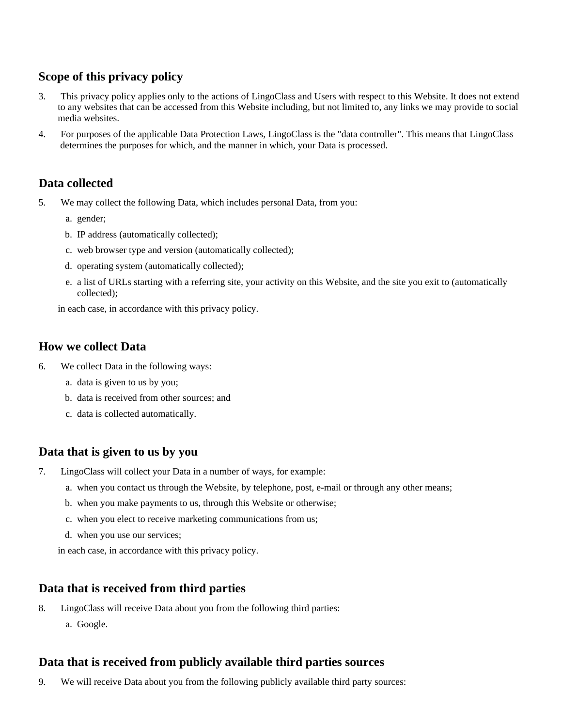## Scope of this privacy policy

3. This privacy policy applies only to the actions of LingoClass and Users with respect to this Website. It does not extend to any websites that can be accessed from this Website including, but not limited to, any links we may provide to social media websites.
4. For purposes of the applicable Data Protection Laws, LingoClass is the "data controller". This means that LingoClass determines the purposes for which, and the manner in which, your Data is processed.

## Data collected

5. We may collect the following Data, which includes personal Data, from you:
   a. gender;
   b. IP address (automatically collected);
   c. web browser type and version (automatically collected);
   d. operating system (automatically collected);
   e. a list of URLs starting with a referring site, your activity on this Website, and the site you exit to (automatically collected);

   in each case, in accordance with this privacy policy.

## How we collect Data

6. We collect Data in the following ways:
   a. data is given to us by you;
   b. data is received from other sources; and
   c. data is collected automatically.

## Data that is given to us by you

7. LingoClass will collect your Data in a number of ways, for example:
   a. when you contact us through the Website, by telephone, post, e-mail or through any other means;
   b. when you make payments to us, through this Website or otherwise;
   c. when you elect to receive marketing communications from us;
   d. when you use our services;

   in each case, in accordance with this privacy policy.

## Data that is received from third parties

8. LingoClass will receive Data about you from the following third parties:
   a. Google.

## Data that is received from publicly available third parties sources

9. We will receive Data about you from the following publicly available third party sources: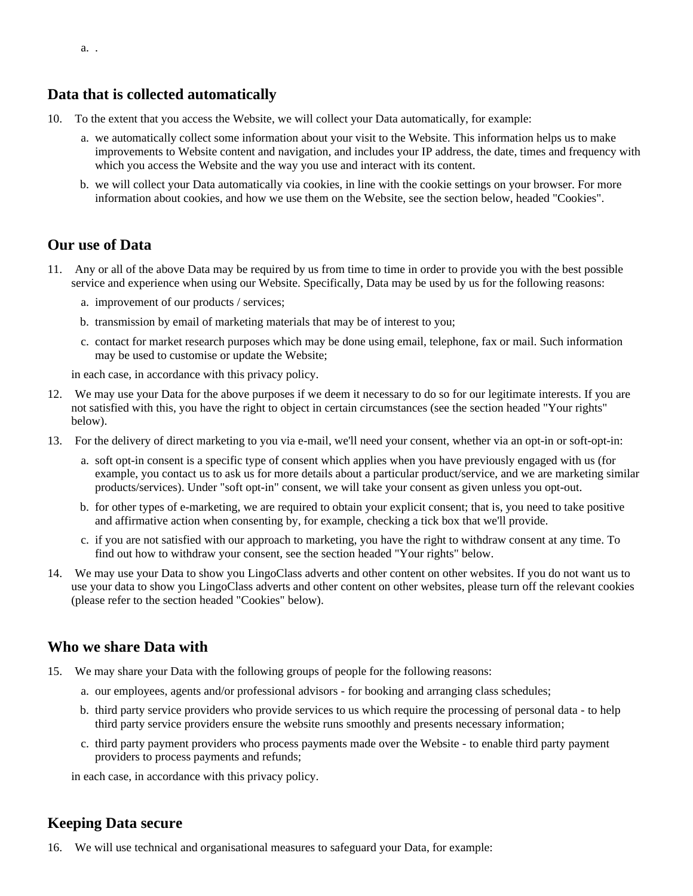a. .

## Data that is collected automatically

10. To the extent that you access the Website, we will collect your Data automatically, for example:

    a. we automatically collect some information about your visit to the Website. This information helps us to make improvements to Website content and navigation, and includes your IP address, the date, times and frequency with which you access the Website and the way you use and interact with its content.

    b. we will collect your Data automatically via cookies, in line with the cookie settings on your browser. For more information about cookies, and how we use them on the Website, see the section below, headed "Cookies".

## Our use of Data

11. Any or all of the above Data may be required by us from time to time in order to provide you with the best possible service and experience when using our Website. Specifically, Data may be used by us for the following reasons:

    a. improvement of our products / services;

    b. transmission by email of marketing materials that may be of interest to you;

    c. contact for market research purposes which may be done using email, telephone, fax or mail. Such information may be used to customise or update the Website;

    in each case, in accordance with this privacy policy.

12. We may use your Data for the above purposes if we deem it necessary to do so for our legitimate interests. If you are not satisfied with this, you have the right to object in certain circumstances (see the section headed "Your rights" below).

13. For the delivery of direct marketing to you via e-mail, we'll need your consent, whether via an opt-in or soft-opt-in:

    a. soft opt-in consent is a specific type of consent which applies when you have previously engaged with us (for example, you contact us to ask us for more details about a particular product/service, and we are marketing similar products/services). Under "soft opt-in" consent, we will take your consent as given unless you opt-out.

    b. for other types of e-marketing, we are required to obtain your explicit consent; that is, you need to take positive and affirmative action when consenting by, for example, checking a tick box that we'll provide.

    c. if you are not satisfied with our approach to marketing, you have the right to withdraw consent at any time. To find out how to withdraw your consent, see the section headed "Your rights" below.

14. We may use your Data to show you LingoClass adverts and other content on other websites. If you do not want us to use your data to show you LingoClass adverts and other content on other websites, please turn off the relevant cookies (please refer to the section headed "Cookies" below).

## Who we share Data with

15. We may share your Data with the following groups of people for the following reasons:

    a. our employees, agents and/or professional advisors - for booking and arranging class schedules;

    b. third party service providers who provide services to us which require the processing of personal data - to help third party service providers ensure the website runs smoothly and presents necessary information;

    c. third party payment providers who process payments made over the Website - to enable third party payment providers to process payments and refunds;

    in each case, in accordance with this privacy policy.

## Keeping Data secure

16. We will use technical and organisational measures to safeguard your Data, for example: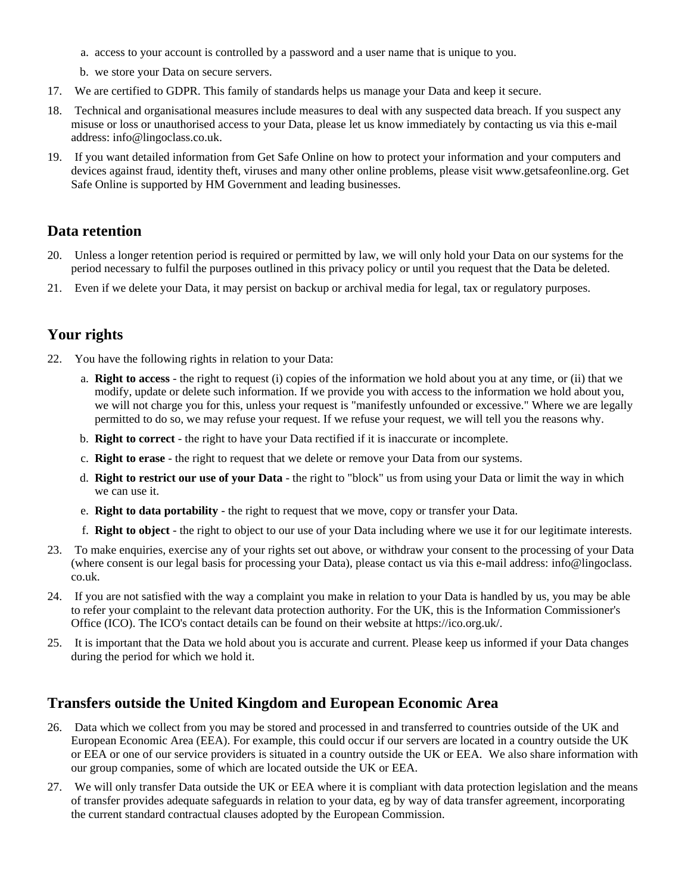a. access to your account is controlled by a password and a user name that is unique to you.

b. we store your Data on secure servers.

17. We are certified to GDPR. This family of standards helps us manage your Data and keep it secure.

18. Technical and organisational measures include measures to deal with any suspected data breach. If you suspect any misuse or loss or unauthorised access to your Data, please let us know immediately by contacting us via this e-mail address: info@lingoclass.co.uk.

19. If you want detailed information from Get Safe Online on how to protect your information and your computers and devices against fraud, identity theft, viruses and many other online problems, please visit www.getsafeonline.org. Get Safe Online is supported by HM Government and leading businesses.

## Data retention

20. Unless a longer retention period is required or permitted by law, we will only hold your Data on our systems for the period necessary to fulfil the purposes outlined in this privacy policy or until you request that the Data be deleted.

21. Even if we delete your Data, it may persist on backup or archival media for legal, tax or regulatory purposes.

## Your rights

22. You have the following rights in relation to your Data:

    a. **Right to access** - the right to request (i) copies of the information we hold about you at any time, or (ii) that we modify, update or delete such information. If we provide you with access to the information we hold about you, we will not charge you for this, unless your request is "manifestly unfounded or excessive." Where we are legally permitted to do so, we may refuse your request. If we refuse your request, we will tell you the reasons why.

    b. **Right to correct** - the right to have your Data rectified if it is inaccurate or incomplete.

    c. **Right to erase** - the right to request that we delete or remove your Data from our systems.

    d. **Right to restrict our use of your Data** - the right to "block" us from using your Data or limit the way in which we can use it.

    e. **Right to data portability** - the right to request that we move, copy or transfer your Data.

    f. **Right to object** - the right to object to our use of your Data including where we use it for our legitimate interests.

23. To make enquiries, exercise any of your rights set out above, or withdraw your consent to the processing of your Data (where consent is our legal basis for processing your Data), please contact us via this e-mail address: info@lingoclass.co.uk.

24. If you are not satisfied with the way a complaint you make in relation to your Data is handled by us, you may be able to refer your complaint to the relevant data protection authority. For the UK, this is the Information Commissioner's Office (ICO). The ICO's contact details can be found on their website at https://ico.org.uk/.

25. It is important that the Data we hold about you is accurate and current. Please keep us informed if your Data changes during the period for which we hold it.

## Transfers outside the United Kingdom and European Economic Area

26. Data which we collect from you may be stored and processed in and transferred to countries outside of the UK and European Economic Area (EEA). For example, this could occur if our servers are located in a country outside the UK or EEA or one of our service providers is situated in a country outside the UK or EEA. We also share information with our group companies, some of which are located outside the UK or EEA.

27. We will only transfer Data outside the UK or EEA where it is compliant with data protection legislation and the means of transfer provides adequate safeguards in relation to your data, eg by way of data transfer agreement, incorporating the current standard contractual clauses adopted by the European Commission.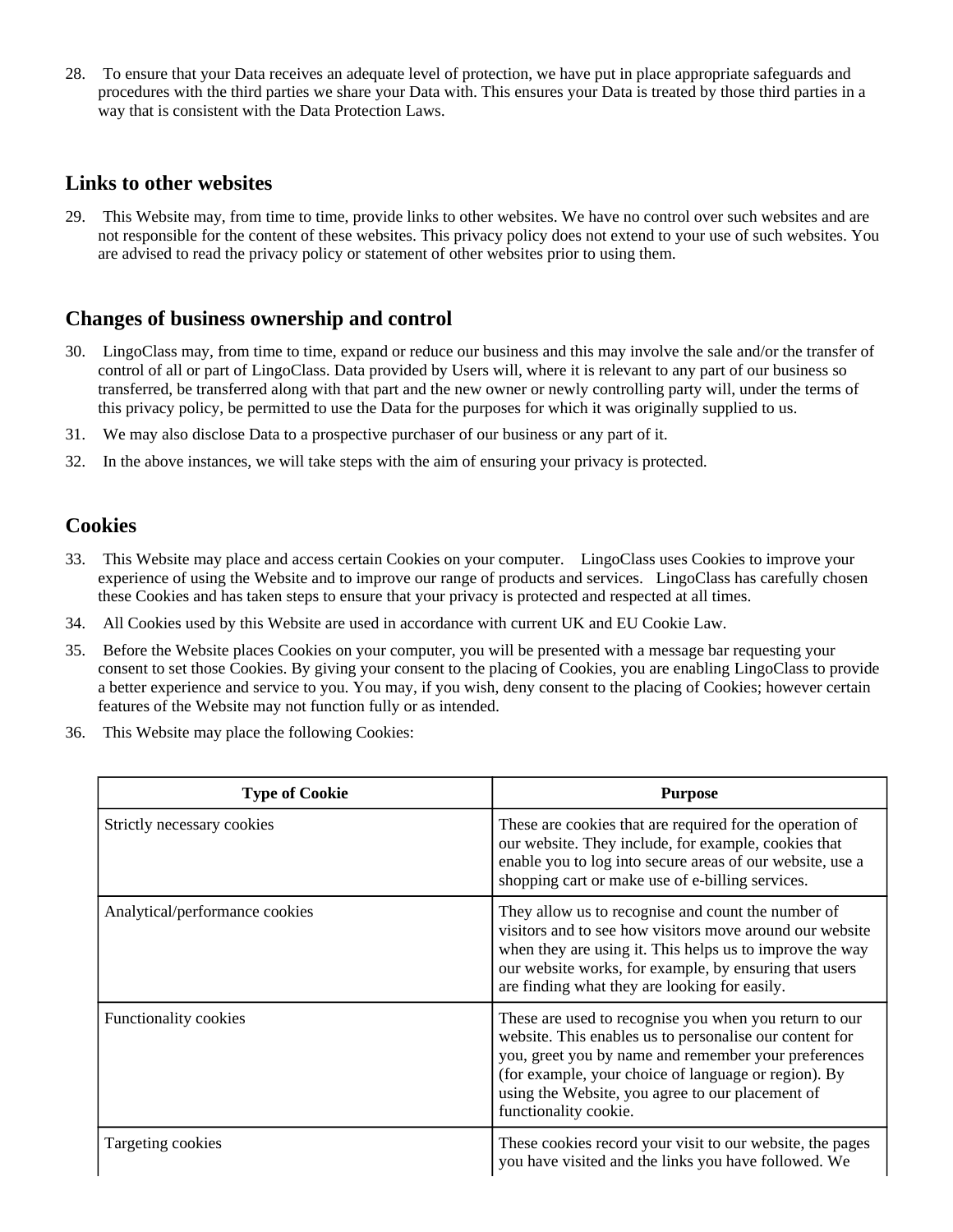28. To ensure that your Data receives an adequate level of protection, we have put in place appropriate safeguards and procedures with the third parties we share your Data with. This ensures your Data is treated by those third parties in a way that is consistent with the Data Protection Laws.

## Links to other websites

29. This Website may, from time to time, provide links to other websites. We have no control over such websites and are not responsible for the content of these websites. This privacy policy does not extend to your use of such websites. You are advised to read the privacy policy or statement of other websites prior to using them.

## Changes of business ownership and control

30. LingoClass may, from time to time, expand or reduce our business and this may involve the sale and/or the transfer of control of all or part of LingoClass. Data provided by Users will, where it is relevant to any part of our business so transferred, be transferred along with that part and the new owner or newly controlling party will, under the terms of this privacy policy, be permitted to use the Data for the purposes for which it was originally supplied to us.
31. We may also disclose Data to a prospective purchaser of our business or any part of it.
32. In the above instances, we will take steps with the aim of ensuring your privacy is protected.

## Cookies

33. This Website may place and access certain Cookies on your computer. LingoClass uses Cookies to improve your experience of using the Website and to improve our range of products and services. LingoClass has carefully chosen these Cookies and has taken steps to ensure that your privacy is protected and respected at all times.
34. All Cookies used by this Website are used in accordance with current UK and EU Cookie Law.
35. Before the Website places Cookies on your computer, you will be presented with a message bar requesting your consent to set those Cookies. By giving your consent to the placing of Cookies, you are enabling LingoClass to provide a better experience and service to you. You may, if you wish, deny consent to the placing of Cookies; however certain features of the Website may not function fully or as intended.
36. This Website may place the following Cookies:

| Type of Cookie | Purpose |
|---|---|
| Strictly necessary cookies | These are cookies that are required for the operation of our website. They include, for example, cookies that enable you to log into secure areas of our website, use a shopping cart or make use of e-billing services. |
| Analytical/performance cookies | They allow us to recognise and count the number of visitors and to see how visitors move around our website when they are using it. This helps us to improve the way our website works, for example, by ensuring that users are finding what they are looking for easily. |
| Functionality cookies | These are used to recognise you when you return to our website. This enables us to personalise our content for you, greet you by name and remember your preferences (for example, your choice of language or region). By using the Website, you agree to our placement of functionality cookie. |
| Targeting cookies | These cookies record your visit to our website, the pages you have visited and the links you have followed. We |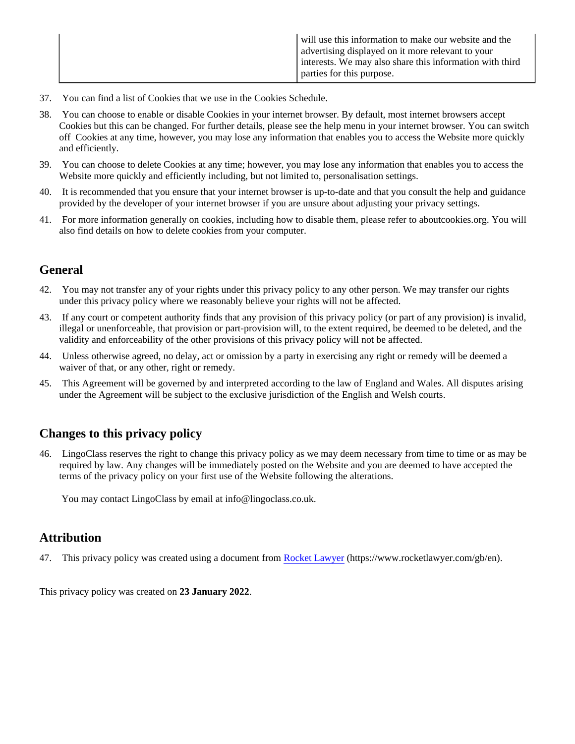| | will use this information to make our website and the advertising displayed on it more relevant to your interests. We may also share this information with third parties for this purpose. |
|---|---|

37. You can find a list of Cookies that we use in the Cookies Schedule.
38. You can choose to enable or disable Cookies in your internet browser. By default, most internet browsers accept Cookies but this can be changed. For further details, please see the help menu in your internet browser. You can switch off Cookies at any time, however, you may lose any information that enables you to access the Website more quickly and efficiently.
39. You can choose to delete Cookies at any time; however, you may lose any information that enables you to access the Website more quickly and efficiently including, but not limited to, personalisation settings.
40. It is recommended that you ensure that your internet browser is up-to-date and that you consult the help and guidance provided by the developer of your internet browser if you are unsure about adjusting your privacy settings.
41. For more information generally on cookies, including how to disable them, please refer to aboutcookies.org. You will also find details on how to delete cookies from your computer.

## General

42. You may not transfer any of your rights under this privacy policy to any other person. We may transfer our rights under this privacy policy where we reasonably believe your rights will not be affected.
43. If any court or competent authority finds that any provision of this privacy policy (or part of any provision) is invalid, illegal or unenforceable, that provision or part-provision will, to the extent required, be deemed to be deleted, and the validity and enforceability of the other provisions of this privacy policy will not be affected.
44. Unless otherwise agreed, no delay, act or omission by a party in exercising any right or remedy will be deemed a waiver of that, or any other, right or remedy.
45. This Agreement will be governed by and interpreted according to the law of England and Wales. All disputes arising under the Agreement will be subject to the exclusive jurisdiction of the English and Welsh courts.

## Changes to this privacy policy

46. LingoClass reserves the right to change this privacy policy as we may deem necessary from time to time or as may be required by law. Any changes will be immediately posted on the Website and you are deemed to have accepted the terms of the privacy policy on your first use of the Website following the alterations.

    You may contact LingoClass by email at info@lingoclass.co.uk.

## Attribution

47. This privacy policy was created using a document from [Rocket Lawyer](https://www.rocketlawyer.com/gb/en) (https://www.rocketlawyer.com/gb/en).

This privacy policy was created on **23 January 2022**.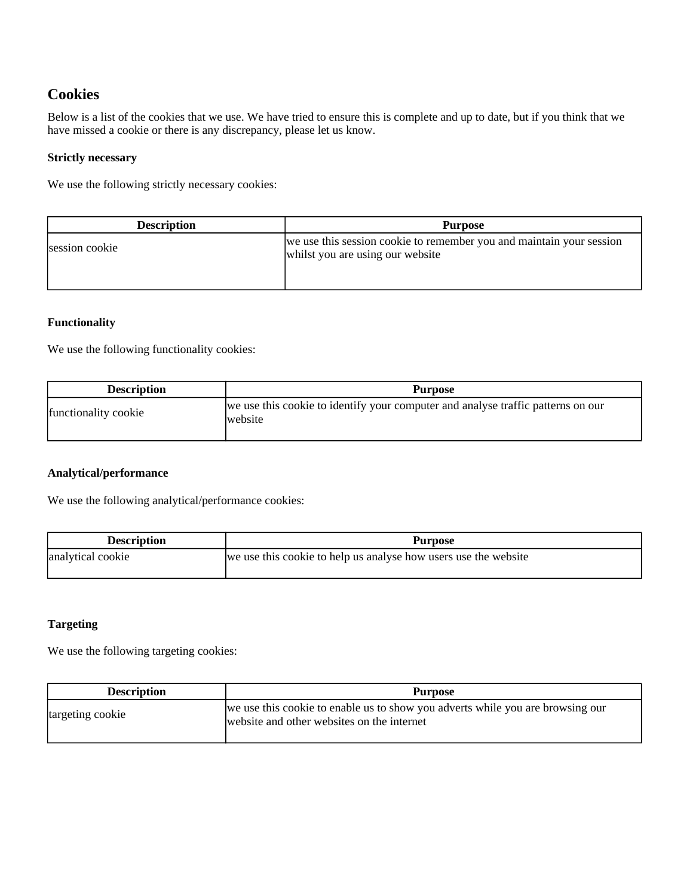## Cookies

Below is a list of the cookies that we use. We have tried to ensure this is complete and up to date, but if you think that we have missed a cookie or there is any discrepancy, please let us know.

**Strictly necessary**

We use the following strictly necessary cookies:

| Description | Purpose |
| --- | --- |
| session cookie | we use this session cookie to remember you and maintain your session whilst you are using our website |

**Functionality**

We use the following functionality cookies:

| Description | Purpose |
| --- | --- |
| functionality cookie | we use this cookie to identify your computer and analyse traffic patterns on our website |

**Analytical/performance**

We use the following analytical/performance cookies:

| Description | Purpose |
| --- | --- |
| analytical cookie | we use this cookie to help us analyse how users use the website |

**Targeting**

We use the following targeting cookies:

| Description | Purpose |
| --- | --- |
| targeting cookie | we use this cookie to enable us to show you adverts while you are browsing our website and other websites on the internet |